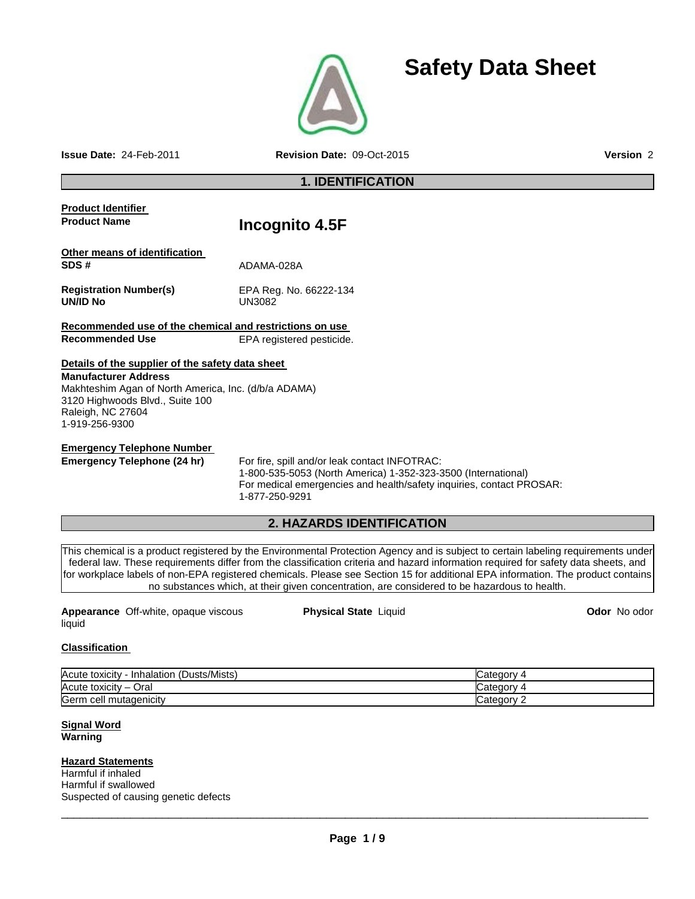# Safety Data Sheet

**Issue Date:** 24-Feb-2011 **Revision Date:** 09-Oct-2015 **Version** 2

## 1. IDENTIFICATION

**Product Identifier**

**Product Name** **Incognito 4.5F**

**Other means of identification**

**SDS #** ADAMA-028A

**Registration Number(s)** EPA Reg. No. 66222-134
**UN/ID No** UN3082

**Recommended use of the chemical and restrictions on use**

**Recommended Use** EPA registered pesticide.

**Details of the supplier of the safety data sheet**

**Manufacturer Address**
Makhteshim Agan of North America, Inc. (d/b/a ADAMA)
3120 Highwoods Blvd., Suite 100
Raleigh, NC 27604
1-919-256-9300

**Emergency Telephone Number**

**Emergency Telephone (24 hr)** For fire, spill and/or leak contact INFOTRAC:
1-800-535-5053 (North America) 1-352-323-3500 (International)
For medical emergencies and health/safety inquiries, contact PROSAR:
1-877-250-9291

## 2. HAZARDS IDENTIFICATION

This chemical is a product registered by the Environmental Protection Agency and is subject to certain labeling requirements under federal law. These requirements differ from the classification criteria and hazard information required for safety data sheets, and for workplace labels of non-EPA registered chemicals. Please see Section 15 for additional EPA information. The product contains no substances which, at their given concentration, are considered to be hazardous to health.

**Appearance** Off-white, opaque viscous liquid **Physical State** Liquid **Odor** No odor

**Classification**

| | |
|---|---|
| Acute toxicity - Inhalation (Dusts/Mists) | Category 4 |
| Acute toxicity – Oral | Category 4 |
| Germ cell mutagenicity | Category 2 |

**Signal Word**
**Warning**

**Hazard Statements**
Harmful if inhaled
Harmful if swallowed
Suspected of causing genetic defects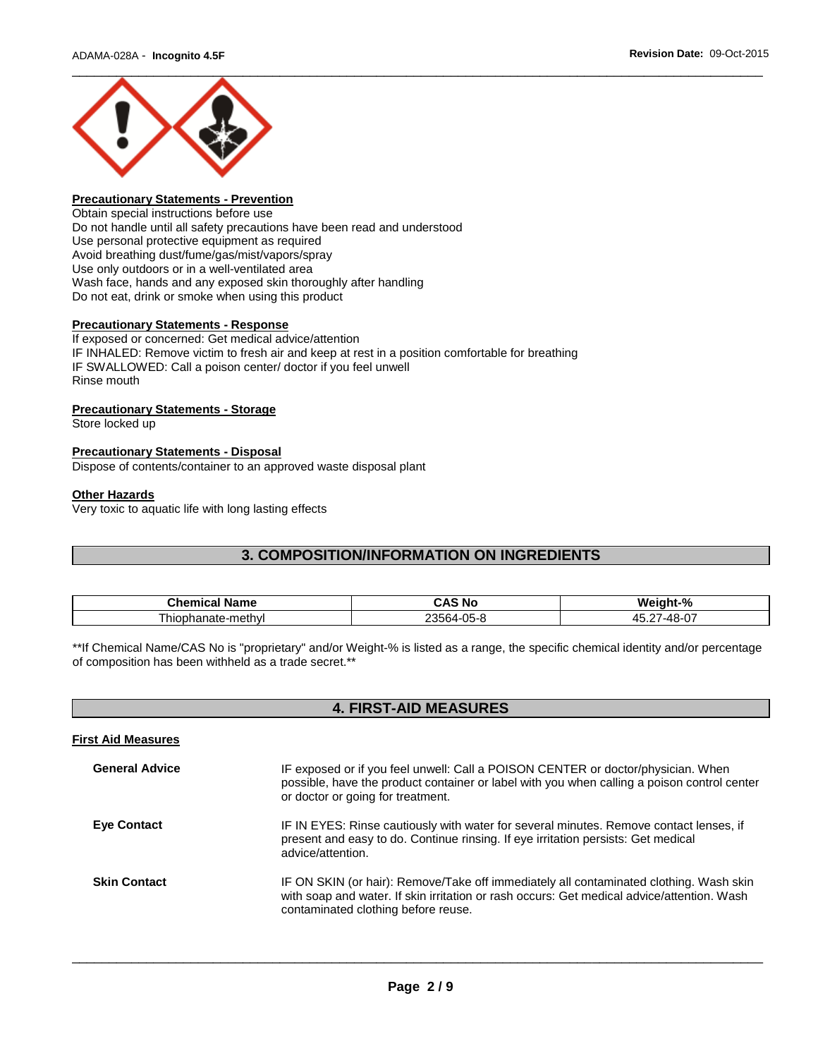**Precautionary Statements - Prevention**

Obtain special instructions before use
Do not handle until all safety precautions have been read and understood
Use personal protective equipment as required
Avoid breathing dust/fume/gas/mist/vapors/spray
Use only outdoors or in a well-ventilated area
Wash face, hands and any exposed skin thoroughly after handling
Do not eat, drink or smoke when using this product

**Precautionary Statements - Response**

If exposed or concerned: Get medical advice/attention
IF INHALED: Remove victim to fresh air and keep at rest in a position comfortable for breathing
IF SWALLOWED: Call a poison center/ doctor if you feel unwell
Rinse mouth

**Precautionary Statements - Storage**

Store locked up

**Precautionary Statements - Disposal**

Dispose of contents/container to an approved waste disposal plant

**Other Hazards**

Very toxic to aquatic life with long lasting effects

## 3. COMPOSITION/INFORMATION ON INGREDIENTS

| Chemical Name | CAS No | Weight-% |
| --- | --- | --- |
| Thiophanate-methyl | 23564-05-8 | 45.27-48-07 |

**If Chemical Name/CAS No is "proprietary" and/or Weight-% is listed as a range, the specific chemical identity and/or percentage of composition has been withheld as a trade secret.**

## 4. FIRST-AID MEASURES

**First Aid Measures**

**General Advice** IF exposed or if you feel unwell: Call a POISON CENTER or doctor/physician. When possible, have the product container or label with you when calling a poison control center or doctor or going for treatment.

**Eye Contact** IF IN EYES: Rinse cautiously with water for several minutes. Remove contact lenses, if present and easy to do. Continue rinsing. If eye irritation persists: Get medical advice/attention.

**Skin Contact** IF ON SKIN (or hair): Remove/Take off immediately all contaminated clothing. Wash skin with soap and water. If skin irritation or rash occurs: Get medical advice/attention. Wash contaminated clothing before reuse.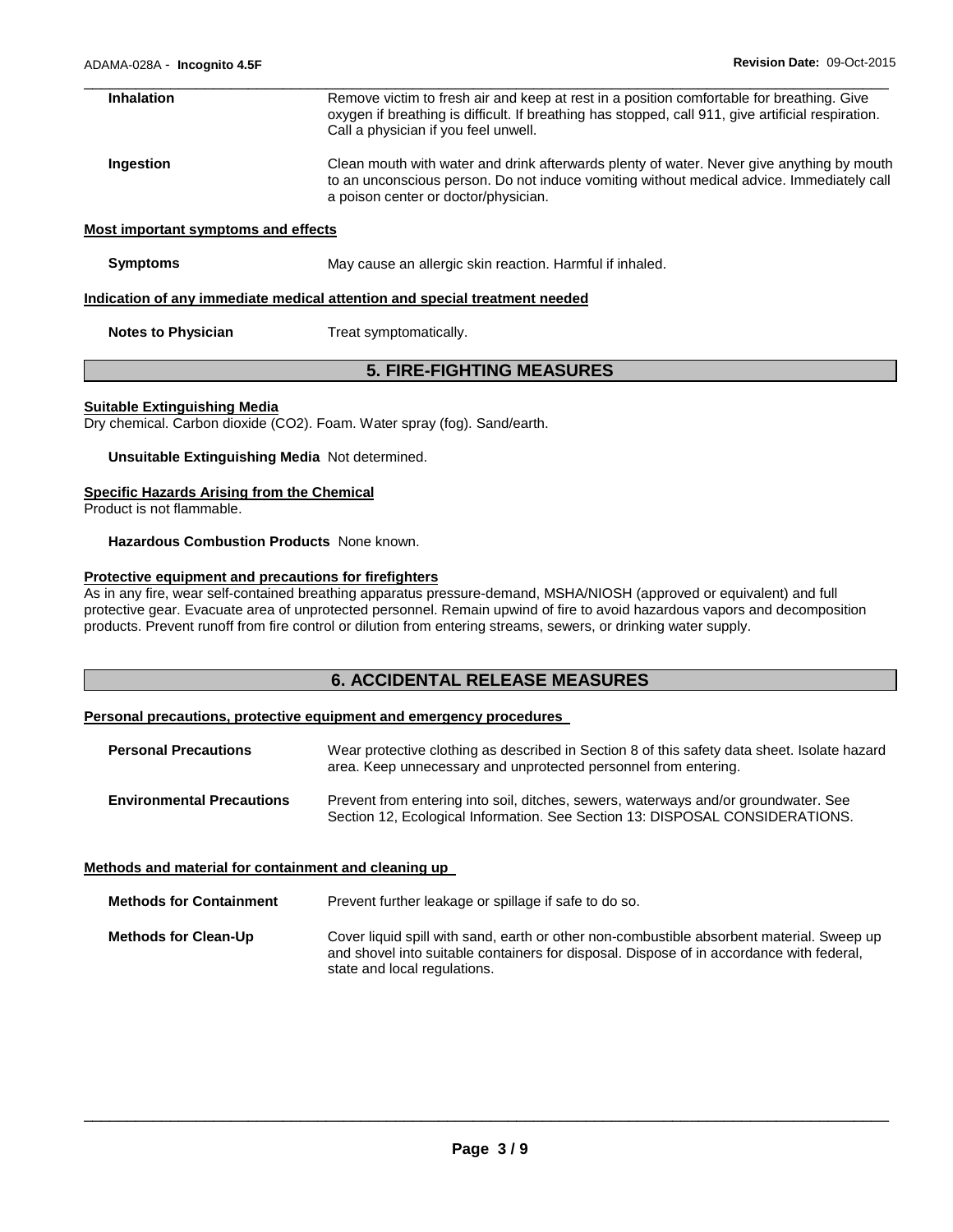| | |
|---|---|
| **Inhalation** | Remove victim to fresh air and keep at rest in a position comfortable for breathing. Give oxygen if breathing is difficult. If breathing has stopped, call 911, give artificial respiration. Call a physician if you feel unwell. |
| **Ingestion** | Clean mouth with water and drink afterwards plenty of water. Never give anything by mouth to an unconscious person. Do not induce vomiting without medical advice. Immediately call a poison center or doctor/physician. |

**Most important symptoms and effects**

| | |
|---|---|
| **Symptoms** | May cause an allergic skin reaction. Harmful if inhaled. |

**Indication of any immediate medical attention and special treatment needed**

| | |
|---|---|
| **Notes to Physician** | Treat symptomatically. |

## 5. FIRE-FIGHTING MEASURES

**Suitable Extinguishing Media**

Dry chemical. Carbon dioxide ($CO_2$). Foam. Water spray (fog). Sand/earth.

**Unsuitable Extinguishing Media** Not determined.

**Specific Hazards Arising from the Chemical**

Product is not flammable.

**Hazardous Combustion Products** None known.

**Protective equipment and precautions for firefighters**

As in any fire, wear self-contained breathing apparatus pressure-demand, MSHA/NIOSH (approved or equivalent) and full protective gear. Evacuate area of unprotected personnel. Remain upwind of fire to avoid hazardous vapors and decomposition products. Prevent runoff from fire control or dilution from entering streams, sewers, or drinking water supply.

## 6. ACCIDENTAL RELEASE MEASURES

**Personal precautions, protective equipment and emergency procedures**

| | |
|---|---|
| **Personal Precautions** | Wear protective clothing as described in Section 8 of this safety data sheet. Isolate hazard area. Keep unnecessary and unprotected personnel from entering. |
| **Environmental Precautions** | Prevent from entering into soil, ditches, sewers, waterways and/or groundwater. See Section 12, Ecological Information. See Section 13: DISPOSAL CONSIDERATIONS. |

**Methods and material for containment and cleaning up**

| | |
|---|---|
| **Methods for Containment** | Prevent further leakage or spillage if safe to do so. |
| **Methods for Clean-Up** | Cover liquid spill with sand, earth or other non-combustible absorbent material. Sweep up and shovel into suitable containers for disposal. Dispose of in accordance with federal, state and local regulations. |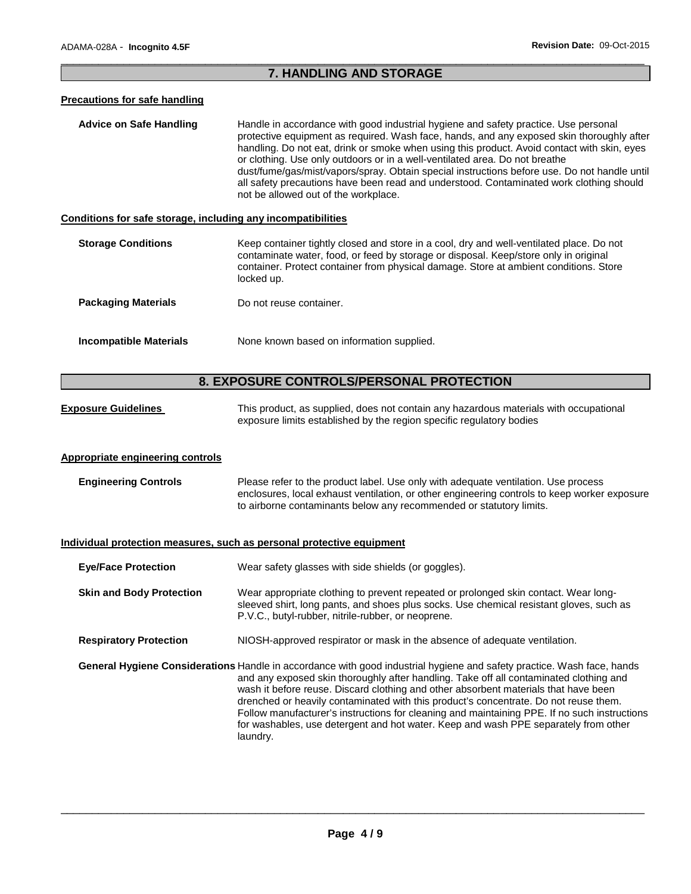## 7. HANDLING AND STORAGE

### Precautions for safe handling

**Advice on Safe Handling**

Handle in accordance with good industrial hygiene and safety practice. Use personal protective equipment as required. Wash face, hands, and any exposed skin thoroughly after handling. Do not eat, drink or smoke when using this product. Avoid contact with skin, eyes or clothing. Use only outdoors or in a well-ventilated area. Do not breathe dust/fume/gas/mist/vapors/spray. Obtain special instructions before use. Do not handle until all safety precautions have been read and understood. Contaminated work clothing should not be allowed out of the workplace.

### Conditions for safe storage, including any incompatibilities

**Storage Conditions**

Keep container tightly closed and store in a cool, dry and well-ventilated place. Do not contaminate water, food, or feed by storage or disposal. Keep/store only in original container. Protect container from physical damage. Store at ambient conditions. Store locked up.

**Packaging Materials**

Do not reuse container.

**Incompatible Materials**

None known based on information supplied.

## 8. EXPOSURE CONTROLS/PERSONAL PROTECTION

**Exposure Guidelines**

This product, as supplied, does not contain any hazardous materials with occupational exposure limits established by the region specific regulatory bodies

### Appropriate engineering controls

**Engineering Controls**

Please refer to the product label. Use only with adequate ventilation. Use process enclosures, local exhaust ventilation, or other engineering controls to keep worker exposure to airborne contaminants below any recommended or statutory limits.

### Individual protection measures, such as personal protective equipment

**Eye/Face Protection**

Wear safety glasses with side shields (or goggles).

**Skin and Body Protection**

Wear appropriate clothing to prevent repeated or prolonged skin contact. Wear long-sleeved shirt, long pants, and shoes plus socks. Use chemical resistant gloves, such as P.V.C., butyl-rubber, nitrile-rubber, or neoprene.

**Respiratory Protection**

NIOSH-approved respirator or mask in the absence of adequate ventilation.

**General Hygiene Considerations**

Handle in accordance with good industrial hygiene and safety practice. Wash face, hands and any exposed skin thoroughly after handling. Take off all contaminated clothing and wash it before reuse. Discard clothing and other absorbent materials that have been drenched or heavily contaminated with this product's concentrate. Do not reuse them. Follow manufacturer's instructions for cleaning and maintaining PPE. If no such instructions for washables, use detergent and hot water. Keep and wash PPE separately from other laundry.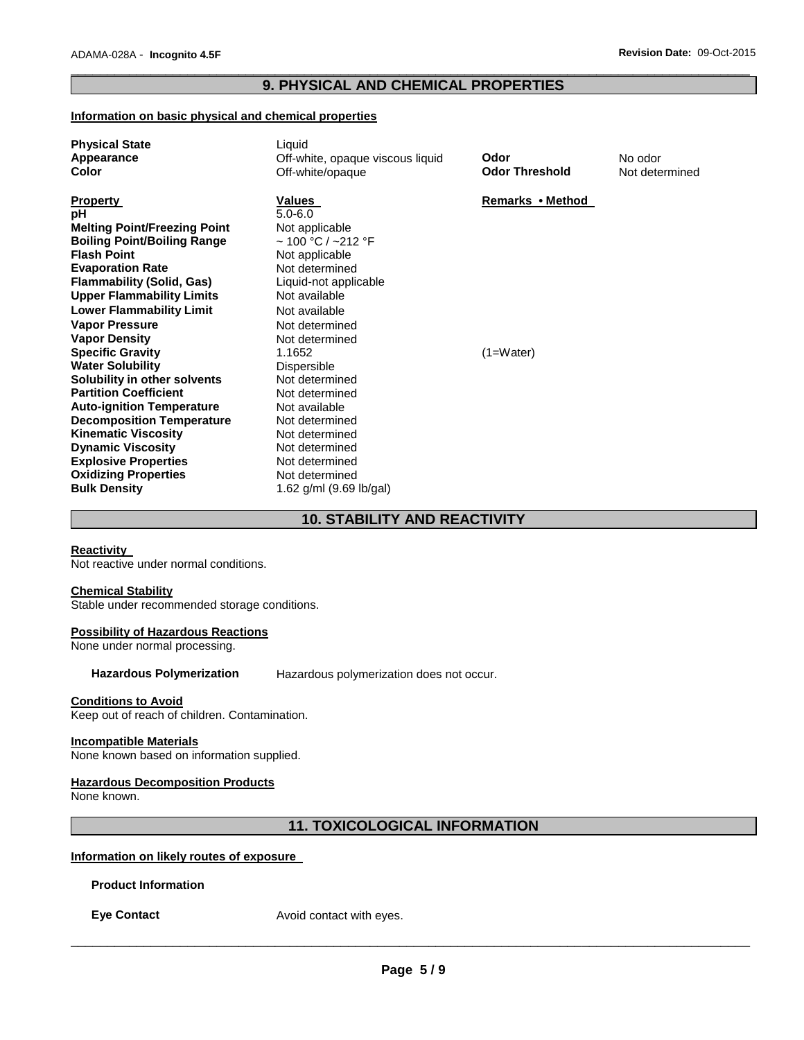## 9. PHYSICAL AND CHEMICAL PROPERTIES

### Information on basic physical and chemical properties

| | | | |
|---|---|---|---|
| **Physical State** | Liquid | | |
| **Appearance** | Off-white, opaque viscous liquid | **Odor** | No odor |
| **Color** | Off-white/opaque | **Odor Threshold** | Not determined |

| **Property** | **Values** | **Remarks • Method** |
|---|---|---|
| **pH** | 5.0-6.0 | |
| **Melting Point/Freezing Point** | Not applicable | |
| **Boiling Point/Boiling Range** | ~ 100 °C / ~212 °F | |
| **Flash Point** | Not applicable | |
| **Evaporation Rate** | Not determined | |
| **Flammability (Solid, Gas)** | Liquid-not applicable | |
| **Upper Flammability Limits** | Not available | |
| **Lower Flammability Limit** | Not available | |
| **Vapor Pressure** | Not determined | |
| **Vapor Density** | Not determined | |
| **Specific Gravity** | 1.1652 | (1=Water) |
| **Water Solubility** | Dispersible | |
| **Solubility in other solvents** | Not determined | |
| **Partition Coefficient** | Not determined | |
| **Auto-ignition Temperature** | Not available | |
| **Decomposition Temperature** | Not determined | |
| **Kinematic Viscosity** | Not determined | |
| **Dynamic Viscosity** | Not determined | |
| **Explosive Properties** | Not determined | |
| **Oxidizing Properties** | Not determined | |
| **Bulk Density** | 1.62 g/ml (9.69 lb/gal) | |

## 10. STABILITY AND REACTIVITY

### Reactivity
Not reactive under normal conditions.

### Chemical Stability
Stable under recommended storage conditions.

### Possibility of Hazardous Reactions
None under normal processing.

**Hazardous Polymerization** Hazardous polymerization does not occur.

### Conditions to Avoid
Keep out of reach of children. Contamination.

### Incompatible Materials
None known based on information supplied.

### Hazardous Decomposition Products
None known.

## 11. TOXICOLOGICAL INFORMATION

### Information on likely routes of exposure

**Product Information**

**Eye Contact** Avoid contact with eyes.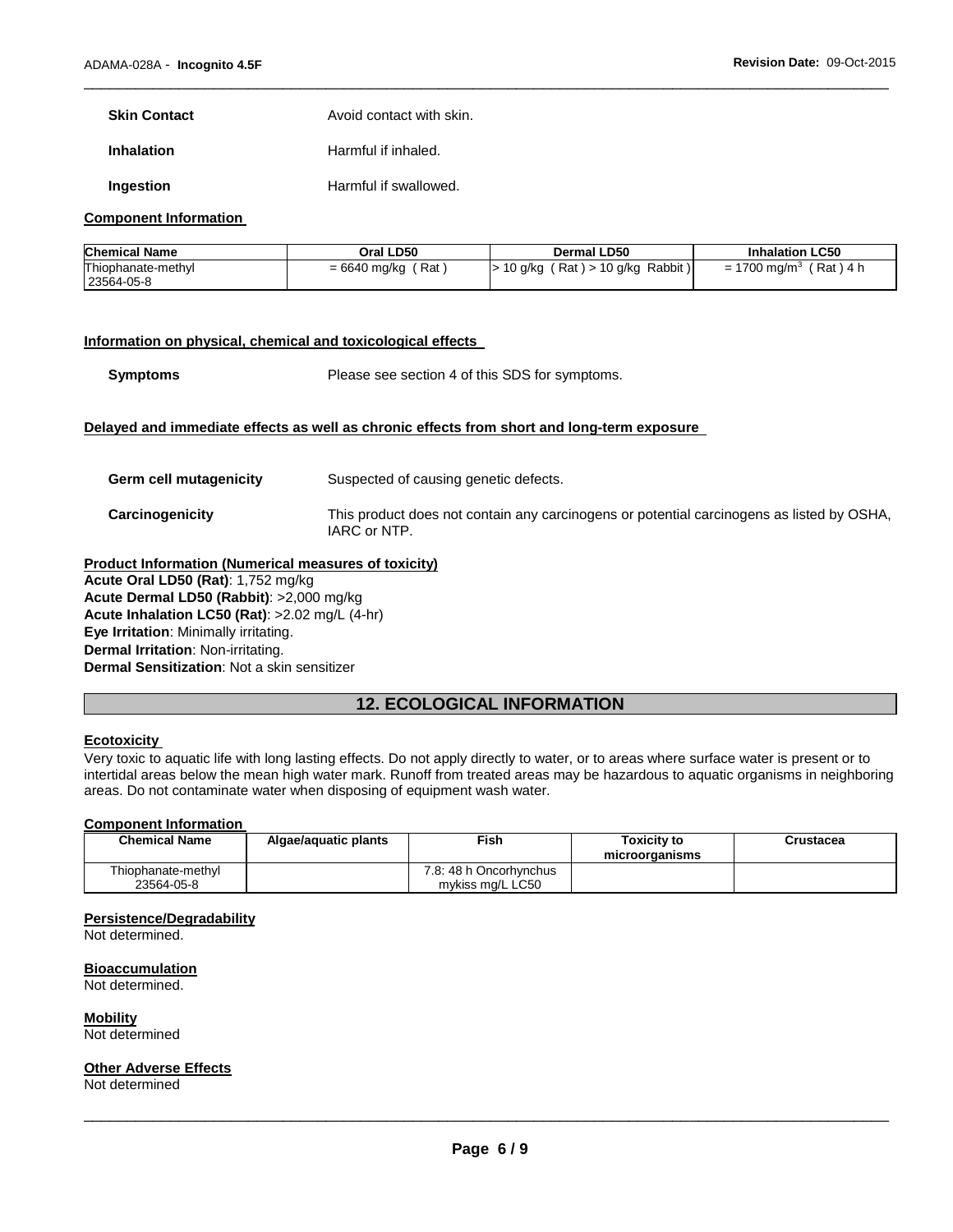**Skin Contact** Avoid contact with skin.

**Inhalation** Harmful if inhaled.

**Ingestion** Harmful if swallowed.

**Component Information**

| Chemical Name | Oral LD50 | Dermal LD50 | Inhalation LC50 |
|---|---|---|---|
| Thiophanate-methyl 23564-05-8 | = 6640 mg/kg ( Rat ) | > 10 g/kg ( Rat ) > 10 g/kg Rabbit ) | = 1700 mg/m$^3$ ( Rat ) 4 h |

**Information on physical, chemical and toxicological effects**

**Symptoms** Please see section 4 of this SDS for symptoms.

**Delayed and immediate effects as well as chronic effects from short and long-term exposure**

**Germ cell mutagenicity** Suspected of causing genetic defects.

**Carcinogenicity** This product does not contain any carcinogens or potential carcinogens as listed by OSHA, IARC or NTP.

**Product Information (Numerical measures of toxicity)**
**Acute Oral LD50 (Rat)**: 1,752 mg/kg
**Acute Dermal LD50 (Rabbit)**: >2,000 mg/kg
**Acute Inhalation LC50 (Rat)**: >2.02 mg/L (4-hr)
**Eye Irritation**: Minimally irritating.
**Dermal Irritation**: Non-irritating.
**Dermal Sensitization**: Not a skin sensitizer

## 12. ECOLOGICAL INFORMATION

**Ecotoxicity**

Very toxic to aquatic life with long lasting effects. Do not apply directly to water, or to areas where surface water is present or to intertidal areas below the mean high water mark. Runoff from treated areas may be hazardous to aquatic organisms in neighboring areas. Do not contaminate water when disposing of equipment wash water.

**Component Information**

| Chemical Name | Algae/aquatic plants | Fish | Toxicity to microorganisms | Crustacea |
|---|---|---|---|---|
| Thiophanate-methyl 23564-05-8 | | 7.8: 48 h Oncorhynchus mykiss mg/L LC50 | | |

**Persistence/Degradability**
Not determined.

**Bioaccumulation**
Not determined.

**Mobility**
Not determined

**Other Adverse Effects**
Not determined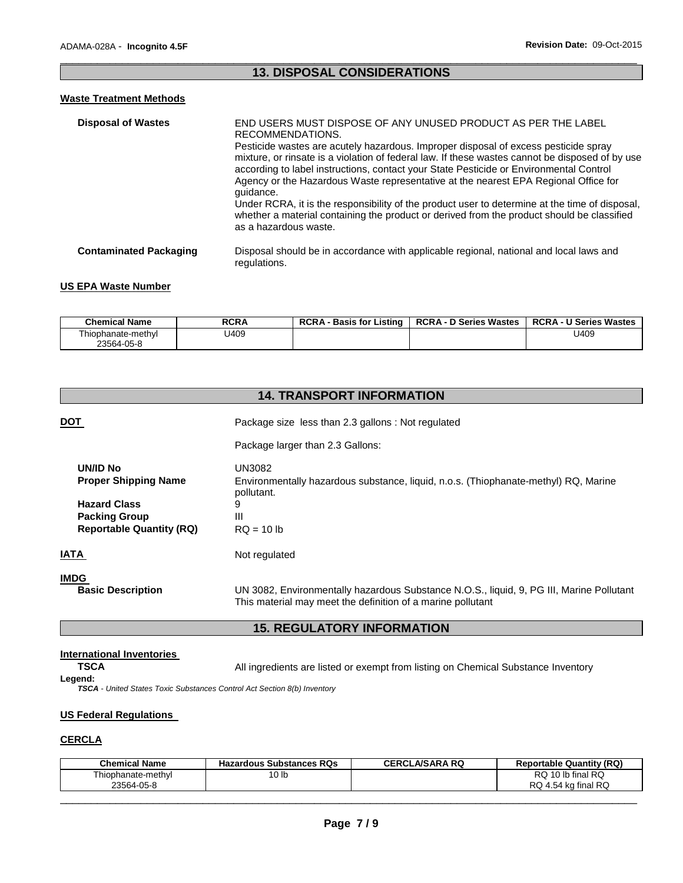## 13. DISPOSAL CONSIDERATIONS

### Waste Treatment Methods

**Disposal of Wastes**

END USERS MUST DISPOSE OF ANY UNUSED PRODUCT AS PER THE LABEL RECOMMENDATIONS.
Pesticide wastes are acutely hazardous. Improper disposal of excess pesticide spray mixture, or rinsate is a violation of federal law. If these wastes cannot be disposed of by use according to label instructions, contact your State Pesticide or Environmental Control Agency or the Hazardous Waste representative at the nearest EPA Regional Office for guidance.
Under RCRA, it is the responsibility of the product user to determine at the time of disposal, whether a material containing the product or derived from the product should be classified as a hazardous waste.

**Contaminated Packaging**

Disposal should be in accordance with applicable regional, national and local laws and regulations.

### US EPA Waste Number

| Chemical Name | RCRA | RCRA - Basis for Listing | RCRA - D Series Wastes | RCRA - U Series Wastes |
|---|---|---|---|---|
| Thiophanate-methyl 23564-05-8 | U409 | | | U409 |

## 14. TRANSPORT INFORMATION

**DOT**

Package size less than 2.3 gallons : Not regulated

Package larger than 2.3 Gallons:

| | |
|---|---|
| **UN/ID No** | UN3082 |
| **Proper Shipping Name** | Environmentally hazardous substance, liquid, n.o.s. (Thiophanate-methyl) RQ, Marine pollutant. |
| **Hazard Class** | 9 |
| **Packing Group** | III |
| **Reportable Quantity (RQ)** | RQ = 10 lb |

**IATA** Not regulated

**IMDG**

**Basic Description** UN 3082, Environmentally hazardous Substance N.O.S., liquid, 9, PG III, Marine Pollutant
This material may meet the definition of a marine pollutant

## 15. REGULATORY INFORMATION

### International Inventories

**TSCA** All ingredients are listed or exempt from listing on Chemical Substance Inventory

**Legend:**
***TSCA*** *- United States Toxic Substances Control Act Section 8(b) Inventory*

### US Federal Regulations

### CERCLA

| Chemical Name | Hazardous Substances RQs | CERCLA/SARA RQ | Reportable Quantity (RQ) |
|---|---|---|---|
| Thiophanate-methyl 23564-05-8 | 10 lb | | RQ 10 lb final RQ<br>RQ 4.54 kg final RQ |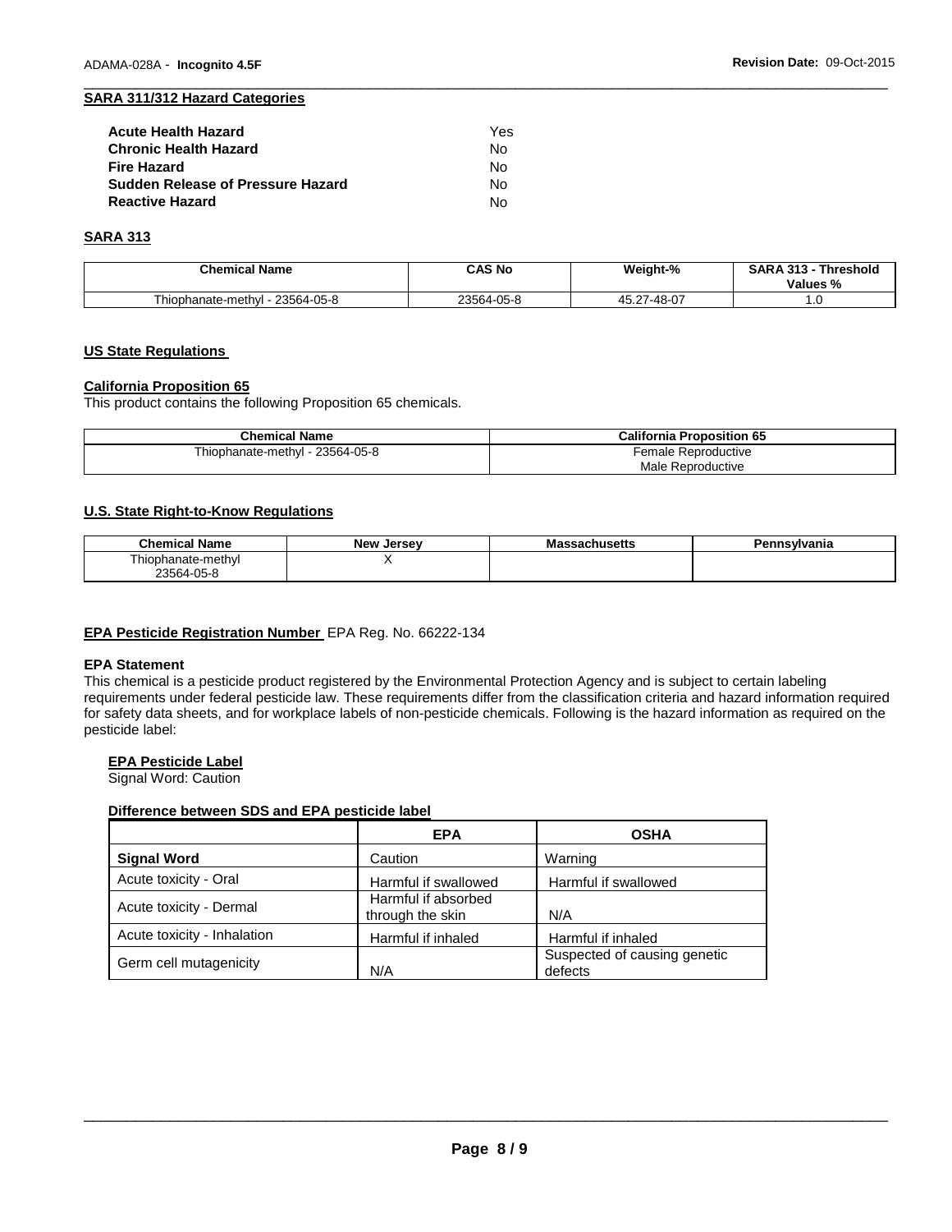## SARA 311/312 Hazard Categories

| | |
|---|---|
| **Acute Health Hazard** | Yes |
| **Chronic Health Hazard** | No |
| **Fire Hazard** | No |
| **Sudden Release of Pressure Hazard** | No |
| **Reactive Hazard** | No |

## SARA 313

| Chemical Name | CAS No | Weight-% | SARA 313 - Threshold Values % |
|---|---|---|---|
| Thiophanate-methyl - 23564-05-8 | 23564-05-8 | 45.27-48-07 | 1.0 |

## US State Regulations

### California Proposition 65

This product contains the following Proposition 65 chemicals.

| Chemical Name | California Proposition 65 |
|---|---|
| Thiophanate-methyl - 23564-05-8 | Female Reproductive<br>Male Reproductive |

### U.S. State Right-to-Know Regulations

| Chemical Name | New Jersey | Massachusetts | Pennsylvania |
|---|---|---|---|
| Thiophanate-methyl 23564-05-8 | X | | |

**EPA Pesticide Registration Number** EPA Reg. No. 66222-134

**EPA Statement**

This chemical is a pesticide product registered by the Environmental Protection Agency and is subject to certain labeling requirements under federal pesticide law. These requirements differ from the classification criteria and hazard information required for safety data sheets, and for workplace labels of non-pesticide chemicals. Following is the hazard information as required on the pesticide label:

**EPA Pesticide Label**

Signal Word: Caution

**Difference between SDS and EPA pesticide label**

| | EPA | OSHA |
|---|---|---|
| **Signal Word** | Caution | Warning |
| Acute toxicity - Oral | Harmful if swallowed | Harmful if swallowed |
| Acute toxicity - Dermal | Harmful if absorbed through the skin | N/A |
| Acute toxicity - Inhalation | Harmful if inhaled | Harmful if inhaled |
| Germ cell mutagenicity | N/A | Suspected of causing genetic defects |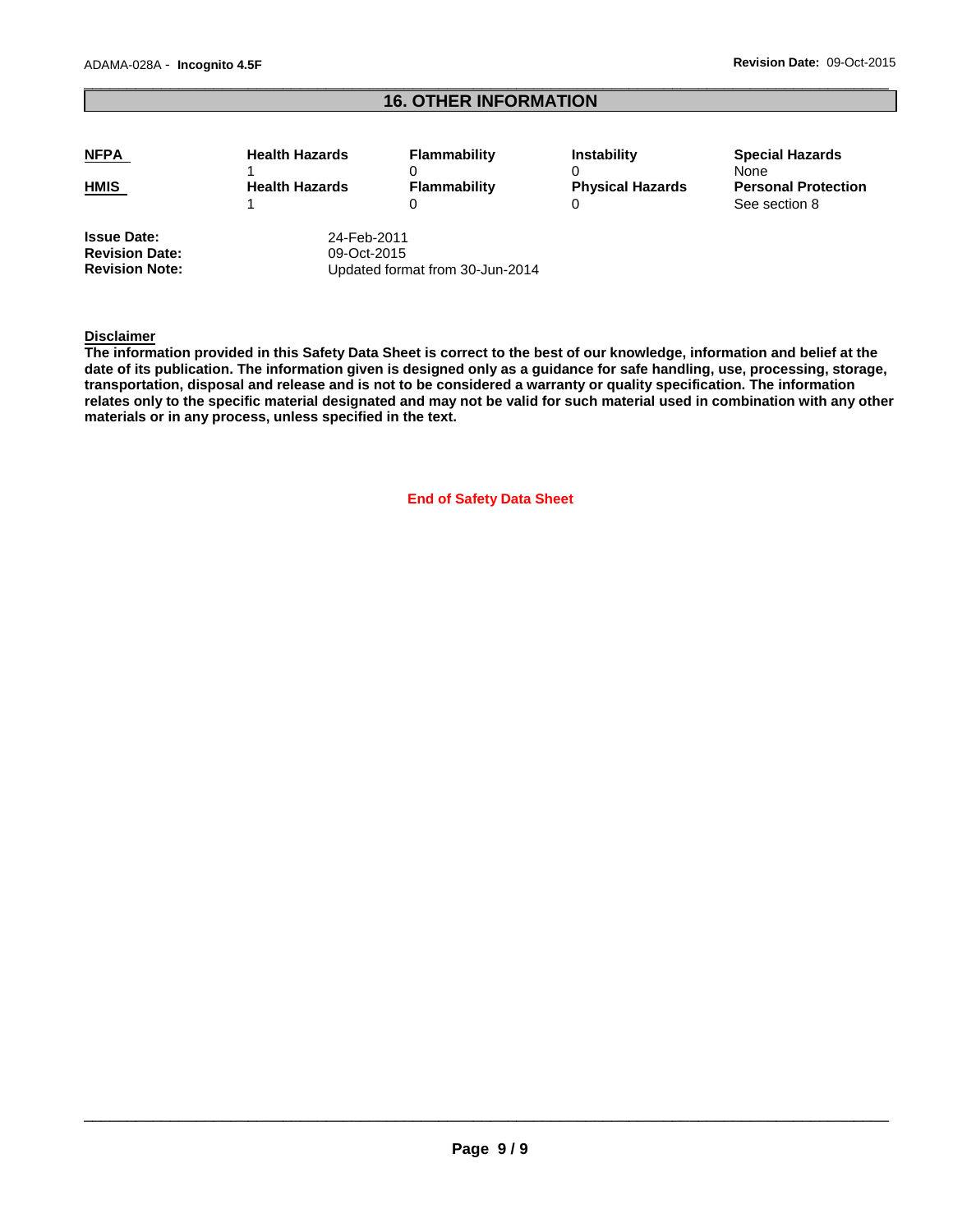## 16. OTHER INFORMATION

| | | | | |
|---|---|---|---|---|
| **NFPA** | **Health Hazards** 1 | **Flammability** 0 | **Instability** 0 | **Special Hazards** None |
| **HMIS** | **Health Hazards** 1 | **Flammability** 0 | **Physical Hazards** 0 | **Personal Protection** See section 8 |

**Issue Date:** 24-Feb-2011
**Revision Date:** 09-Oct-2015
**Revision Note:** Updated format from 30-Jun-2014

**Disclaimer**

**The information provided in this Safety Data Sheet is correct to the best of our knowledge, information and belief at the date of its publication. The information given is designed only as a guidance for safe handling, use, processing, storage, transportation, disposal and release and is not to be considered a warranty or quality specification. The information relates only to the specific material designated and may not be valid for such material used in combination with any other materials or in any process, unless specified in the text.**

**End of Safety Data Sheet**